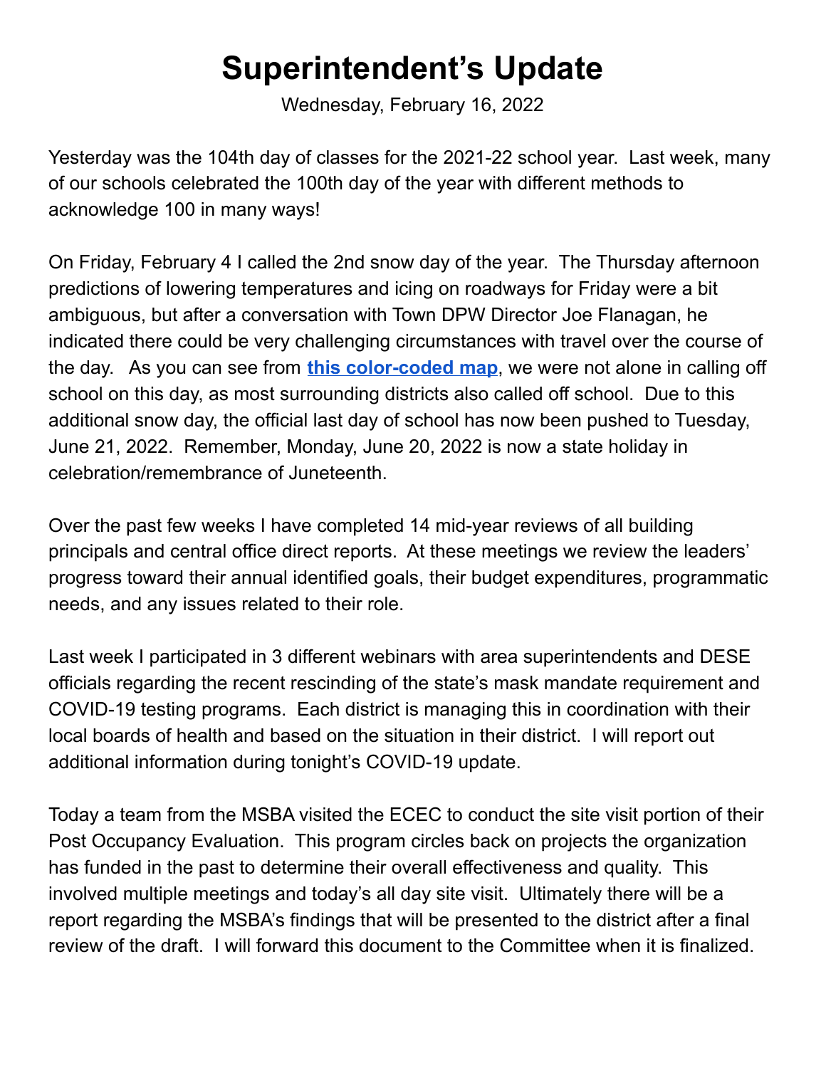# Superintendent's Update

Wednesday, February 16, 2022

Yesterday was the 104th day of classes for the 2021-22 school year. Last week, many of our schools celebrated the 100th day of the year with different methods to acknowledge 100 in many ways!

On Friday, February 4 I called the 2nd snow day of the year. The Thursday afternoon predictions of lowering temperatures and icing on roadways for Friday were a bit ambiguous, but after a conversation with Town DPW Director Joe Flanagan, he indicated there could be very challenging circumstances with travel over the course of the day. As you can see from **this color-coded map**, we were not alone in calling off school on this day, as most surrounding districts also called off school. Due to this additional snow day, the official last day of school has now been pushed to Tuesday, June 21, 2022. Remember, Monday, June 20, 2022 is now a state holiday in celebration/remembrance of Juneteenth.

Over the past few weeks I have completed 14 mid-year reviews of all building principals and central office direct reports. At these meetings we review the leaders' progress toward their annual identified goals, their budget expenditures, programmatic needs, and any issues related to their role.

Last week I participated in 3 different webinars with area superintendents and DESE officials regarding the recent rescinding of the state's mask mandate requirement and COVID-19 testing programs. Each district is managing this in coordination with their local boards of health and based on the situation in their district. I will report out additional information during tonight's COVID-19 update.

Today a team from the MSBA visited the ECEC to conduct the site visit portion of their Post Occupancy Evaluation. This program circles back on projects the organization has funded in the past to determine their overall effectiveness and quality. This involved multiple meetings and today's all day site visit. Ultimately there will be a report regarding the MSBA's findings that will be presented to the district after a final review of the draft. I will forward this document to the Committee when it is finalized.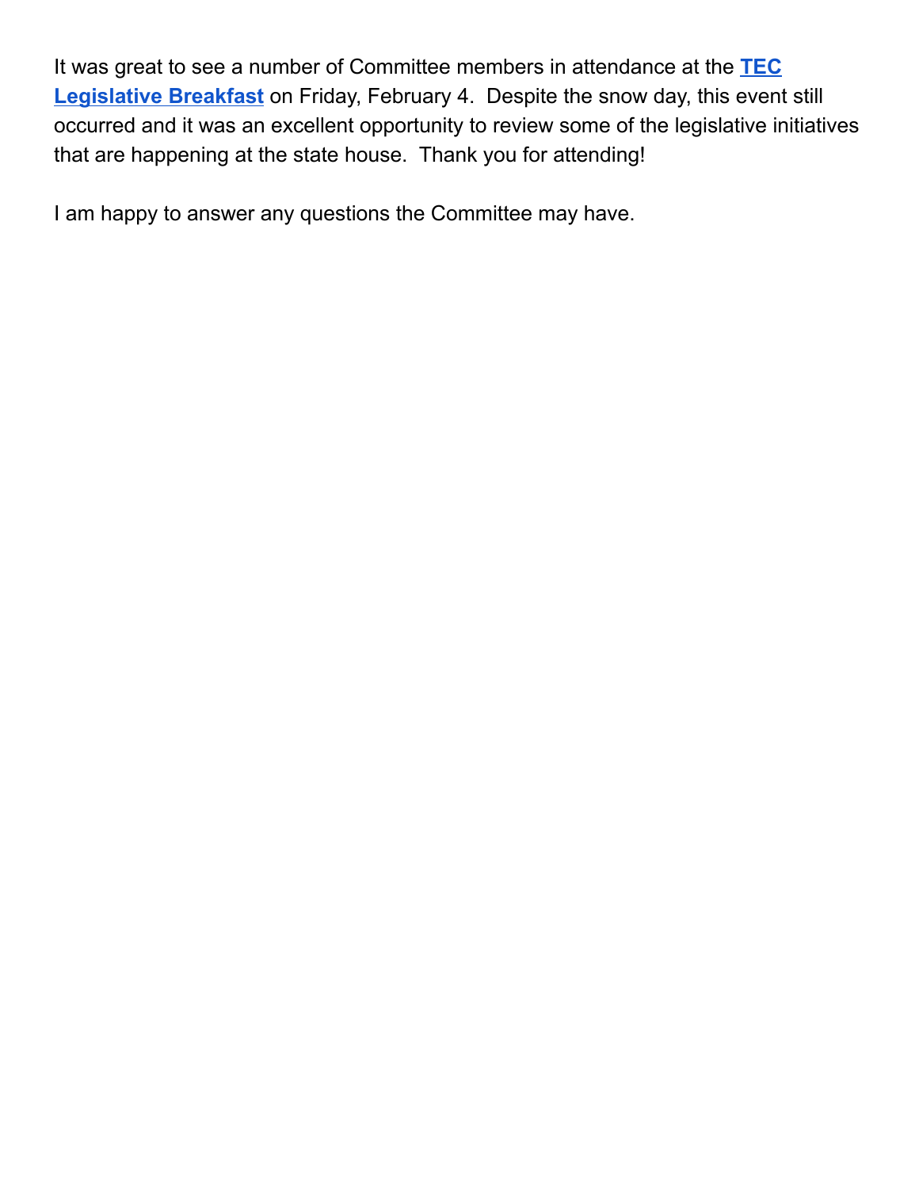It was great to see a number of Committee members in attendance at the **TEC Legislative Breakfast** on Friday, February 4. Despite the snow day, this event still occurred and it was an excellent opportunity to review some of the legislative initiatives that are happening at the state house. Thank you for attending!

I am happy to answer any questions the Committee may have.